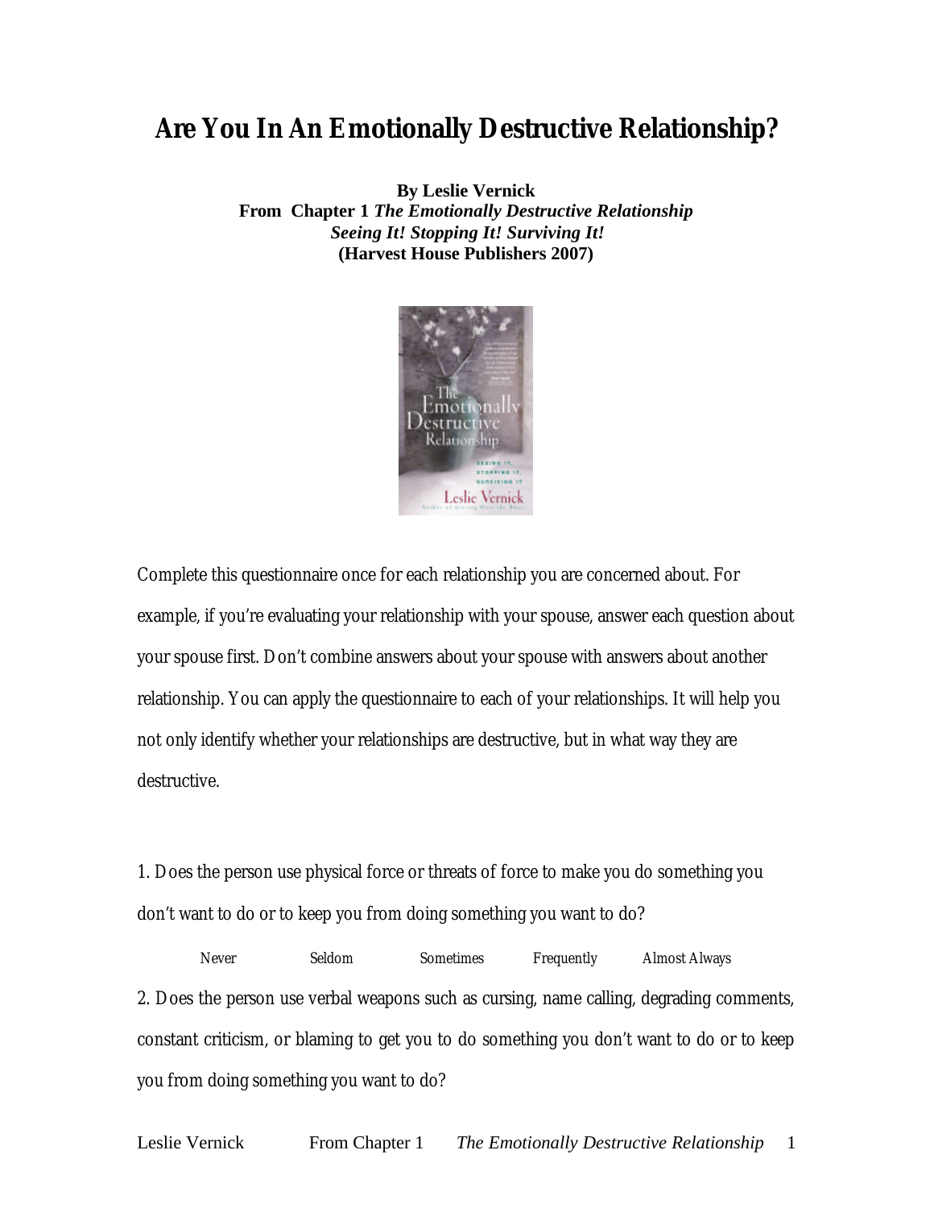# Are You In An Emotionally Destructive Relationship?

**By Leslie Vernick**
**From Chapter 1 *The Emotionally Destructive Relationship***
***Seeing It! Stopping It! Surviving It!***
**(Harvest House Publishers 2007)**

Complete this questionnaire once for each relationship you are concerned about. For example, if you're evaluating your relationship with your spouse, answer each question about your spouse first. Don't combine answers about your spouse with answers about another relationship. You can apply the questionnaire to each of your relationships. It will help you not only identify whether your relationships are destructive, but in what way they are destructive.

1. Does the person use physical force or threats of force to make you do something you don't want to do or to keep you from doing something you want to do?

*Never Seldom Sometimes Frequently Almost Always*

2. Does the person use verbal weapons such as cursing, name calling, degrading comments, constant criticism, or blaming to get you to do something you don't want to do or to keep you from doing something you want to do?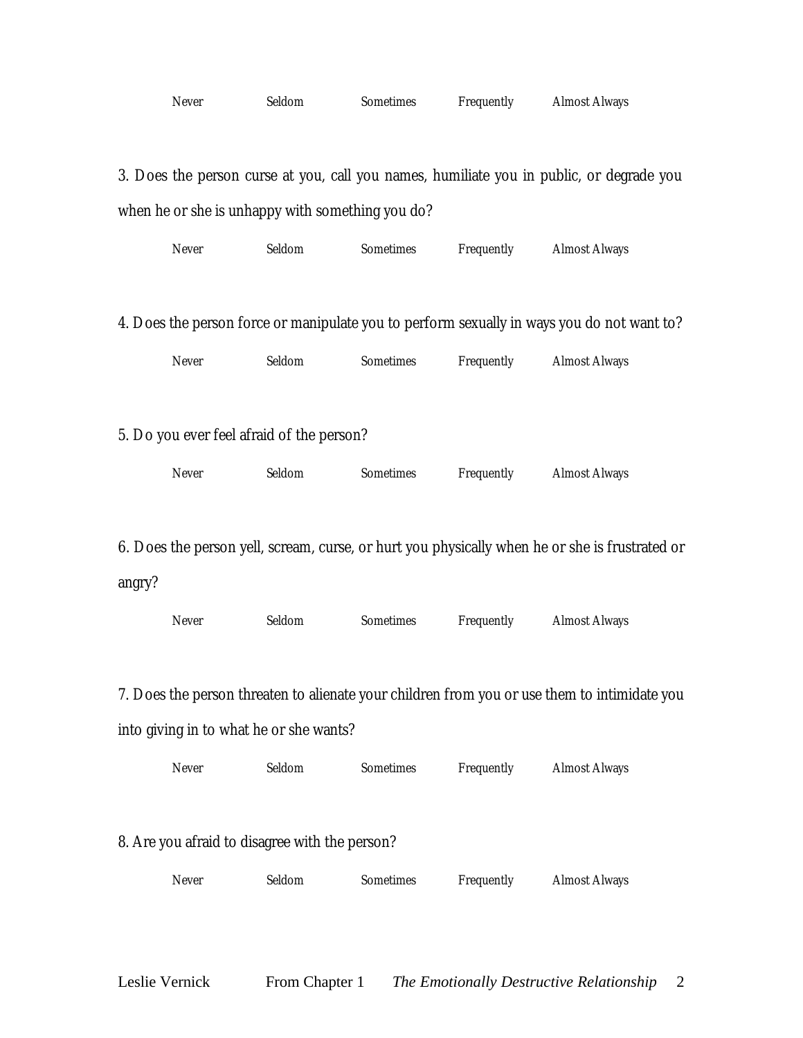Never          Seldom          Sometimes          Frequently          Almost Always

3. Does the person curse at you, call you names, humiliate you in public, or degrade you when he or she is unhappy with something you do?

Never          Seldom          Sometimes          Frequently          Almost Always

4. Does the person force or manipulate you to perform sexually in ways you do not want to?

Never          Seldom          Sometimes          Frequently          Almost Always

5. Do you ever feel afraid of the person?

Never          Seldom          Sometimes          Frequently          Almost Always

6. Does the person yell, scream, curse, or hurt you physically when he or she is frustrated or angry?

Never          Seldom          Sometimes          Frequently          Almost Always

7. Does the person threaten to alienate your children from you or use them to intimidate you into giving in to what he or she wants?

Never          Seldom          Sometimes          Frequently          Almost Always

8. Are you afraid to disagree with the person?

Never          Seldom          Sometimes          Frequently          Almost Always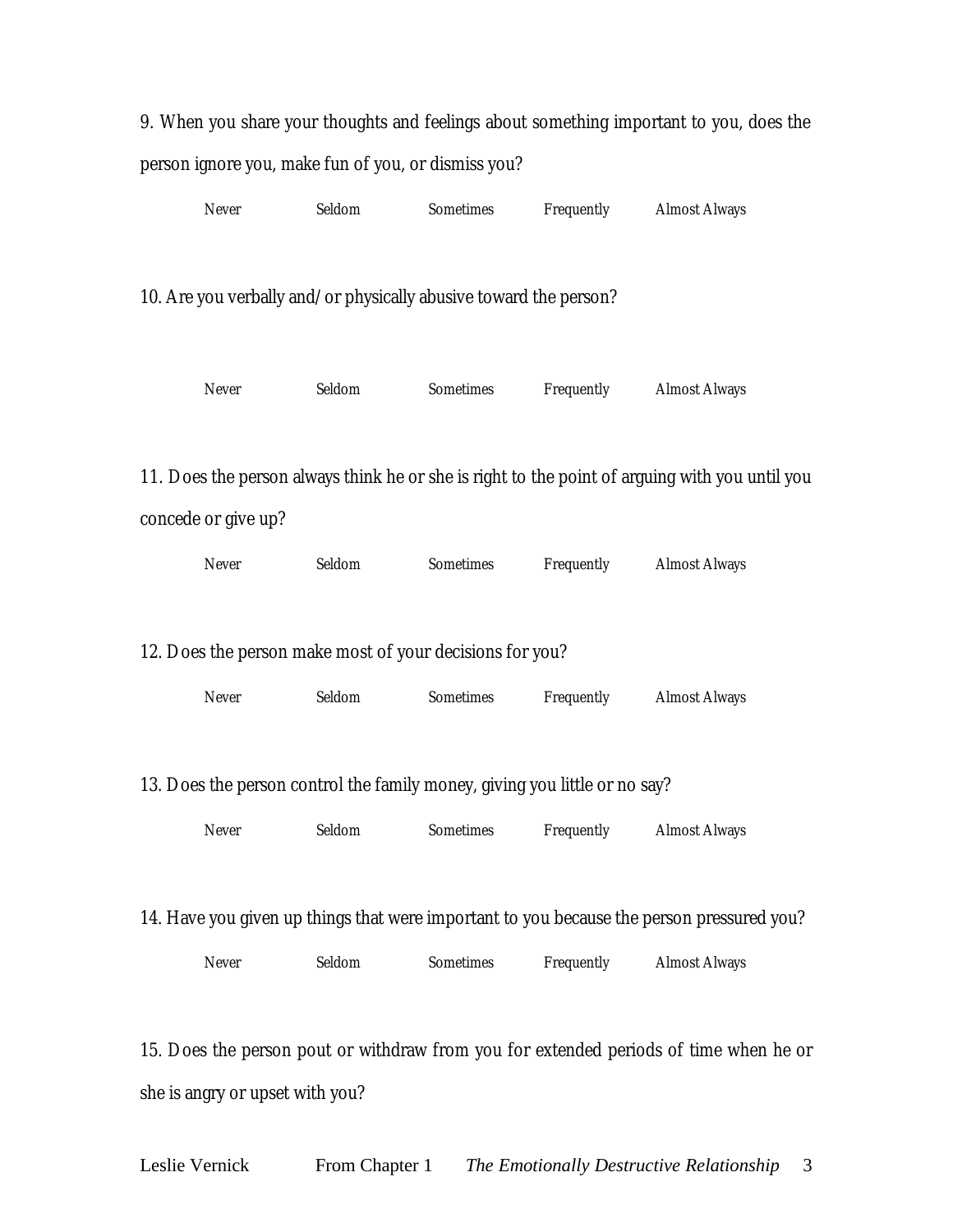9. When you share your thoughts and feelings about something important to you, does the person ignore you, make fun of you, or dismiss you?

*Never* *Seldom* *Sometimes* *Frequently* *Almost Always*

10. Are you verbally and/or physically abusive toward the person?

*Never* *Seldom* *Sometimes* *Frequently* *Almost Always*

11. Does the person always think he or she is right to the point of arguing with you until you concede or give up?

*Never* *Seldom* *Sometimes* *Frequently* *Almost Always*

12. Does the person make most of your decisions for you?

*Never* *Seldom* *Sometimes* *Frequently* *Almost Always*

13. Does the person control the family money, giving you little or no say?

*Never* *Seldom* *Sometimes* *Frequently* *Almost Always*

14. Have you given up things that were important to you because the person pressured you?

*Never* *Seldom* *Sometimes* *Frequently* *Almost Always*

15. Does the person pout or withdraw from you for extended periods of time when he or she is angry or upset with you?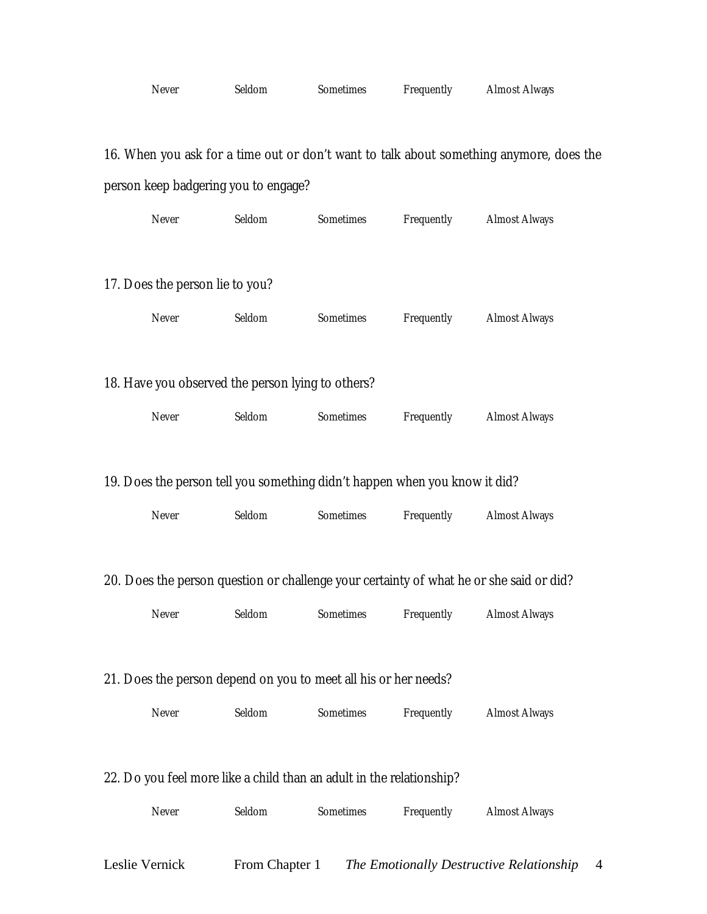Never Seldom Sometimes Frequently Almost Always

16. When you ask for a time out or don't want to talk about something anymore, does the person keep badgering you to engage?

Never Seldom Sometimes Frequently Almost Always

17. Does the person lie to you?

Never Seldom Sometimes Frequently Almost Always

18. Have you observed the person lying to others?

Never Seldom Sometimes Frequently Almost Always

19. Does the person tell you something didn't happen when you know it did?

Never Seldom Sometimes Frequently Almost Always

20. Does the person question or challenge your certainty of what he or she said or did?

Never Seldom Sometimes Frequently Almost Always

21. Does the person depend on you to meet all his or her needs?

Never Seldom Sometimes Frequently Almost Always

22. Do you feel more like a child than an adult in the relationship?

Never Seldom Sometimes Frequently Almost Always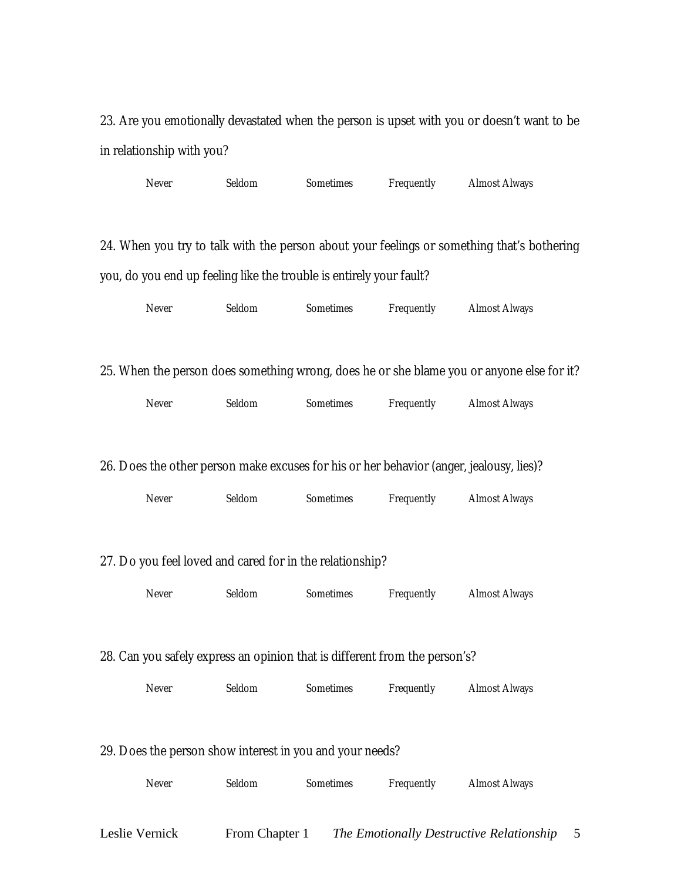23. Are you emotionally devastated when the person is upset with you or doesn't want to be in relationship with you?

*Never Seldom Sometimes Frequently Almost Always*

24. When you try to talk with the person about your feelings or something that's bothering you, do you end up feeling like the trouble is entirely your fault?

*Never Seldom Sometimes Frequently Almost Always*

25. When the person does something wrong, does he or she blame you or anyone else for it?

*Never Seldom Sometimes Frequently Almost Always*

26. Does the other person make excuses for his or her behavior (anger, jealousy, lies)?

*Never Seldom Sometimes Frequently Almost Always*

27. Do you feel loved and cared for in the relationship?

*Never Seldom Sometimes Frequently Almost Always*

28. Can you safely express an opinion that is different from the person's?

*Never Seldom Sometimes Frequently Almost Always*

29. Does the person show interest in you and your needs?

*Never Seldom Sometimes Frequently Almost Always*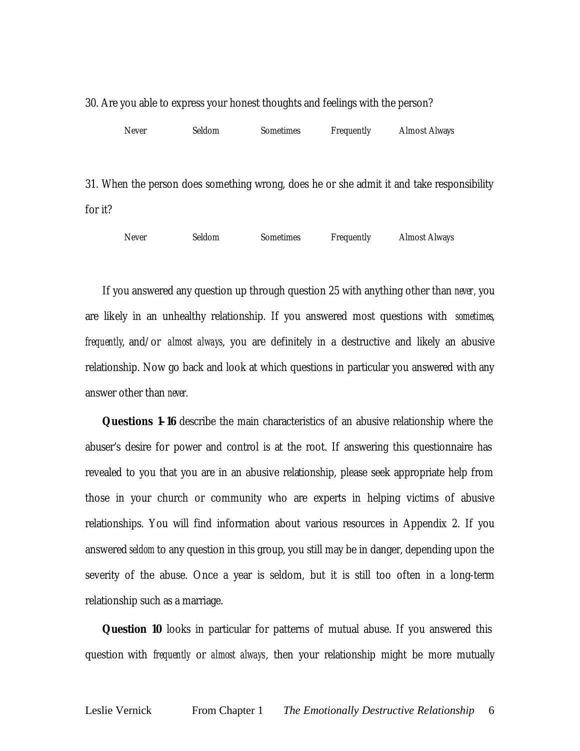30. Are you able to express your honest thoughts and feelings with the person?

*Never* *Seldom* *Sometimes* *Frequently* *Almost Always*

31. When the person does something wrong, does he or she admit it and take responsibility for it?

*Never* *Seldom* *Sometimes* *Frequently* *Almost Always*

If you answered any question up through question 25 with anything other than *never*, you are likely in an unhealthy relationship. If you answered most questions with *sometimes*, *frequently*, and/or *almost always*, you are definitely in a destructive and likely an abusive relationship. Now go back and look at which questions in particular you answered with any answer other than *never*.

**Questions 1-16** describe the main characteristics of an abusive relationship where the abuser's desire for power and control is at the root. If answering this questionnaire has revealed to you that you are in an abusive relationship, please seek appropriate help from those in your church or community who are experts in helping victims of abusive relationships. You will find information about various resources in Appendix 2. If you answered *seldom* to any question in this group, you still may be in danger, depending upon the severity of the abuse. Once a year is seldom, but it is still too often in a long-term relationship such as a marriage.

**Question 10** looks in particular for patterns of mutual abuse. If you answered this question with *frequently* or *almost always*, then your relationship might be more mutually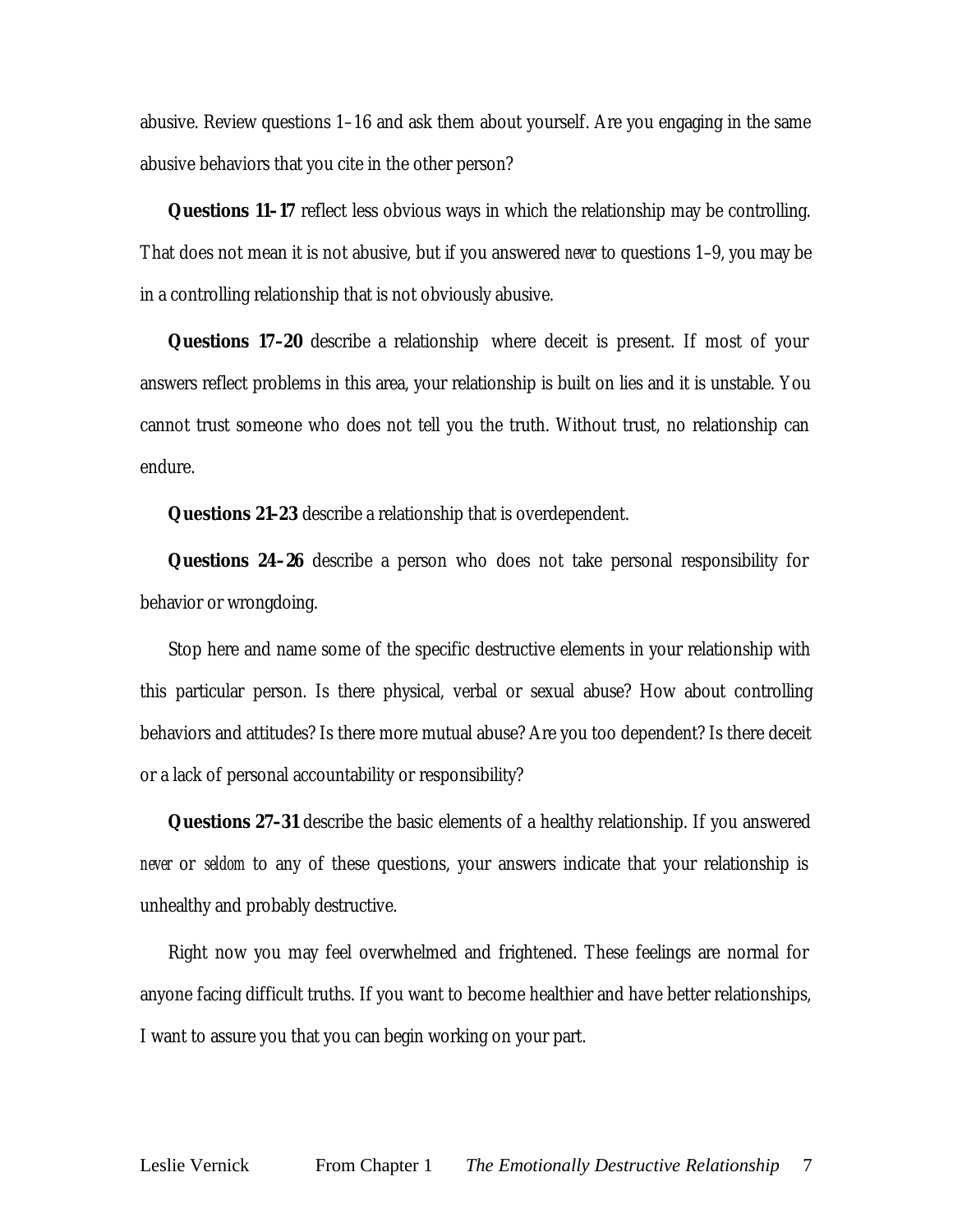abusive. Review questions 1–16 and ask them about yourself. Are you engaging in the same abusive behaviors that you cite in the other person?

**Questions 11–17** reflect less obvious ways in which the relationship may be controlling. That does not mean it is not abusive, but if you answered *never* to questions 1–9, you may be in a controlling relationship that is not obviously abusive.

**Questions 17–20** describe a relationship where deceit is present. If most of your answers reflect problems in this area, your relationship is built on lies and it is unstable. You cannot trust someone who does not tell you the truth. Without trust, no relationship can endure.

**Questions 21–23** describe a relationship that is overdependent.

**Questions 24–26** describe a person who does not take personal responsibility for behavior or wrongdoing.

Stop here and name some of the specific destructive elements in your relationship with this particular person. Is there physical, verbal or sexual abuse? How about controlling behaviors and attitudes? Is there more mutual abuse? Are you too dependent? Is there deceit or a lack of personal accountability or responsibility?

**Questions 27–31** describe the basic elements of a healthy relationship. If you answered *never* or *seldom* to any of these questions, your answers indicate that your relationship is unhealthy and probably destructive.

Right now you may feel overwhelmed and frightened. These feelings are normal for anyone facing difficult truths. If you want to become healthier and have better relationships, I want to assure you that you can begin working on your part.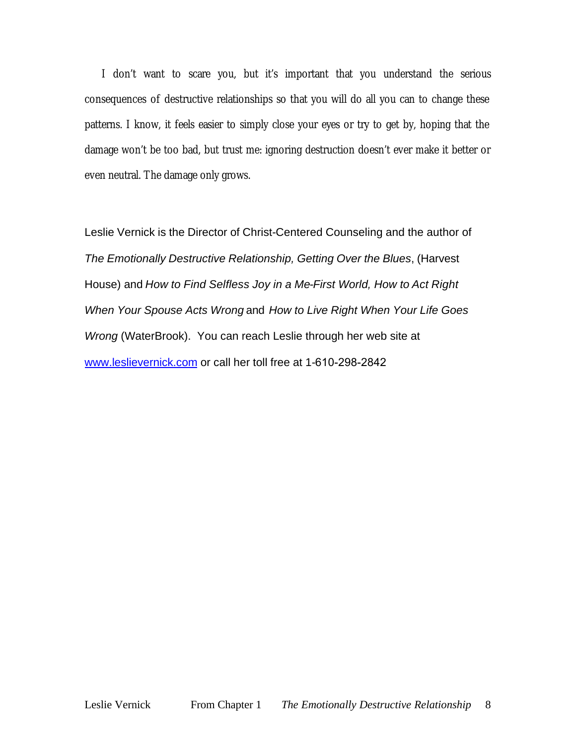I don't want to scare you, but it's important that you understand the serious consequences of destructive relationships so that you will do all you can to change these patterns. I know, it feels easier to simply close your eyes or try to get by, hoping that the damage won't be too bad, but trust me: ignoring destruction doesn't ever make it better or even neutral. The damage only grows.

Leslie Vernick is the Director of Christ-Centered Counseling and the author of *The Emotionally Destructive Relationship, Getting Over the Blues*, (Harvest House) and *How to Find Selfless Joy in a Me-First World, How to Act Right When Your Spouse Acts Wrong* and *How to Live Right When Your Life Goes Wrong* (WaterBrook). You can reach Leslie through her web site at [www.leslievernick.com](http://www.leslievernick.com) or call her toll free at 1-610-298-2842